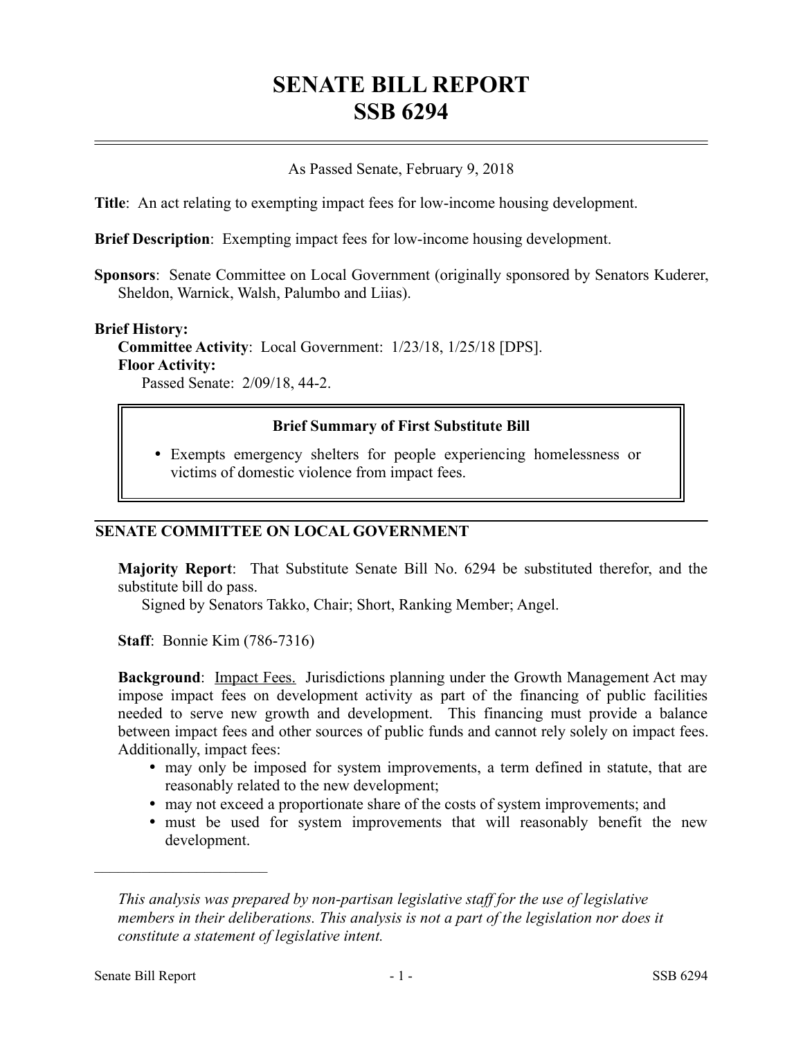# SENATE BILL REPORT
# SSB 6294

As Passed Senate, February 9, 2018

**Title**: An act relating to exempting impact fees for low-income housing development.

**Brief Description**: Exempting impact fees for low-income housing development.

**Sponsors**: Senate Committee on Local Government (originally sponsored by Senators Kuderer, Sheldon, Warnick, Walsh, Palumbo and Liias).

**Brief History:**

**Committee Activity**: Local Government: 1/23/18, 1/25/18 [DPS].

**Floor Activity:**

Passed Senate: 2/09/18, 44-2.

> **Brief Summary of First Substitute Bill**
>
> - Exempts emergency shelters for people experiencing homelessness or victims of domestic violence from impact fees.

## SENATE COMMITTEE ON LOCAL GOVERNMENT

**Majority Report**: That Substitute Senate Bill No. 6294 be substituted therefor, and the substitute bill do pass.

Signed by Senators Takko, Chair; Short, Ranking Member; Angel.

**Staff**: Bonnie Kim (786-7316)

**Background**: Impact Fees. Jurisdictions planning under the Growth Management Act may impose impact fees on development activity as part of the financing of public facilities needed to serve new growth and development. This financing must provide a balance between impact fees and other sources of public funds and cannot rely solely on impact fees. Additionally, impact fees:

- may only be imposed for system improvements, a term defined in statute, that are reasonably related to the new development;
- may not exceed a proportionate share of the costs of system improvements; and
- must be used for system improvements that will reasonably benefit the new development.

---

*This analysis was prepared by non-partisan legislative staff for the use of legislative members in their deliberations. This analysis is not a part of the legislation nor does it constitute a statement of legislative intent.*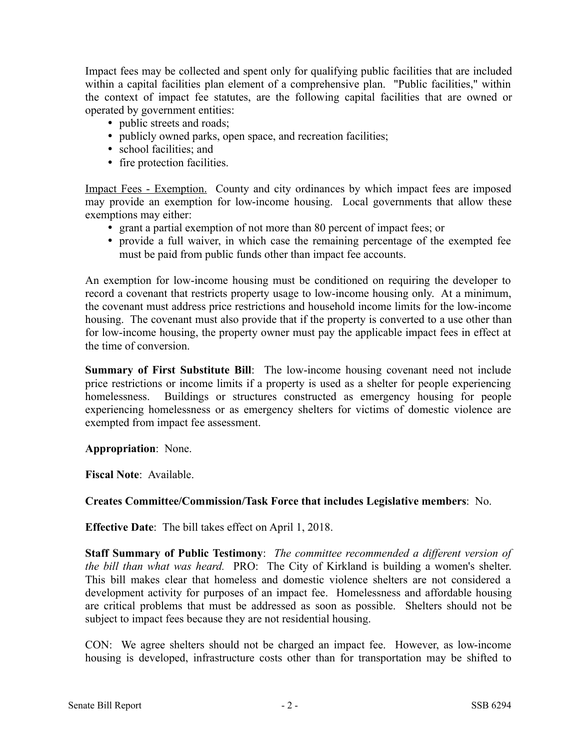Impact fees may be collected and spent only for qualifying public facilities that are included within a capital facilities plan element of a comprehensive plan. "Public facilities," within the context of impact fee statutes, are the following capital facilities that are owned or operated by government entities:

- public streets and roads;
- publicly owned parks, open space, and recreation facilities;
- school facilities; and
- fire protection facilities.

Impact Fees - Exemption. County and city ordinances by which impact fees are imposed may provide an exemption for low-income housing. Local governments that allow these exemptions may either:

- grant a partial exemption of not more than 80 percent of impact fees; or
- provide a full waiver, in which case the remaining percentage of the exempted fee must be paid from public funds other than impact fee accounts.

An exemption for low-income housing must be conditioned on requiring the developer to record a covenant that restricts property usage to low-income housing only. At a minimum, the covenant must address price restrictions and household income limits for the low-income housing. The covenant must also provide that if the property is converted to a use other than for low-income housing, the property owner must pay the applicable impact fees in effect at the time of conversion.

**Summary of First Substitute Bill**: The low-income housing covenant need not include price restrictions or income limits if a property is used as a shelter for people experiencing homelessness. Buildings or structures constructed as emergency housing for people experiencing homelessness or as emergency shelters for victims of domestic violence are exempted from impact fee assessment.

**Appropriation**: None.

**Fiscal Note**: Available.

**Creates Committee/Commission/Task Force that includes Legislative members**: No.

**Effective Date**: The bill takes effect on April 1, 2018.

**Staff Summary of Public Testimony**: *The committee recommended a different version of the bill than what was heard.* PRO: The City of Kirkland is building a women's shelter. This bill makes clear that homeless and domestic violence shelters are not considered a development activity for purposes of an impact fee. Homelessness and affordable housing are critical problems that must be addressed as soon as possible. Shelters should not be subject to impact fees because they are not residential housing.

CON: We agree shelters should not be charged an impact fee. However, as low-income housing is developed, infrastructure costs other than for transportation may be shifted to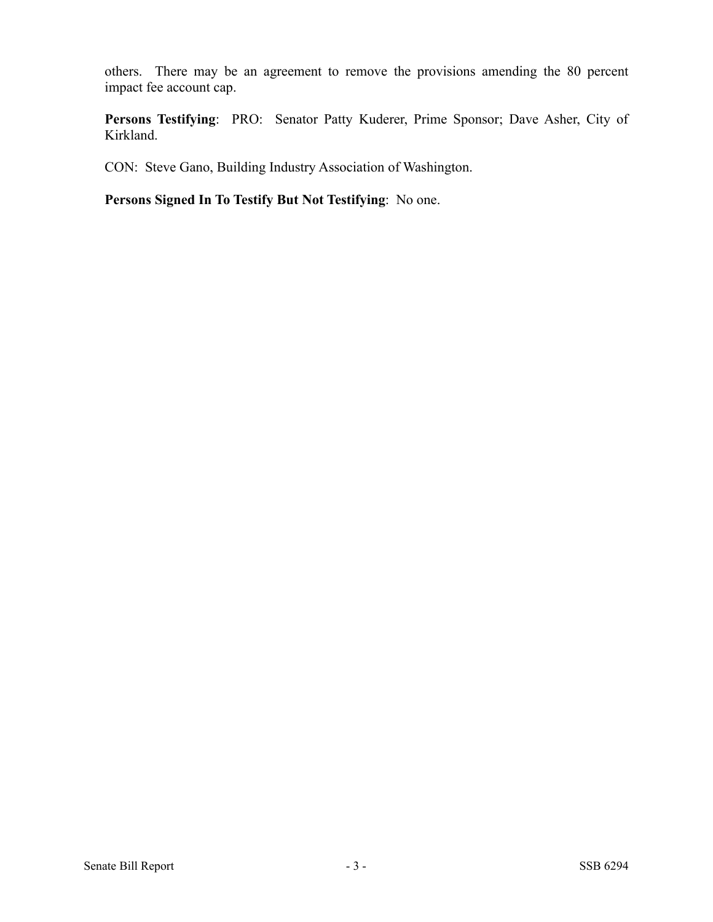others. There may be an agreement to remove the provisions amending the 80 percent impact fee account cap.

**Persons Testifying**: PRO: Senator Patty Kuderer, Prime Sponsor; Dave Asher, City of Kirkland.

CON: Steve Gano, Building Industry Association of Washington.

**Persons Signed In To Testify But Not Testifying**: No one.